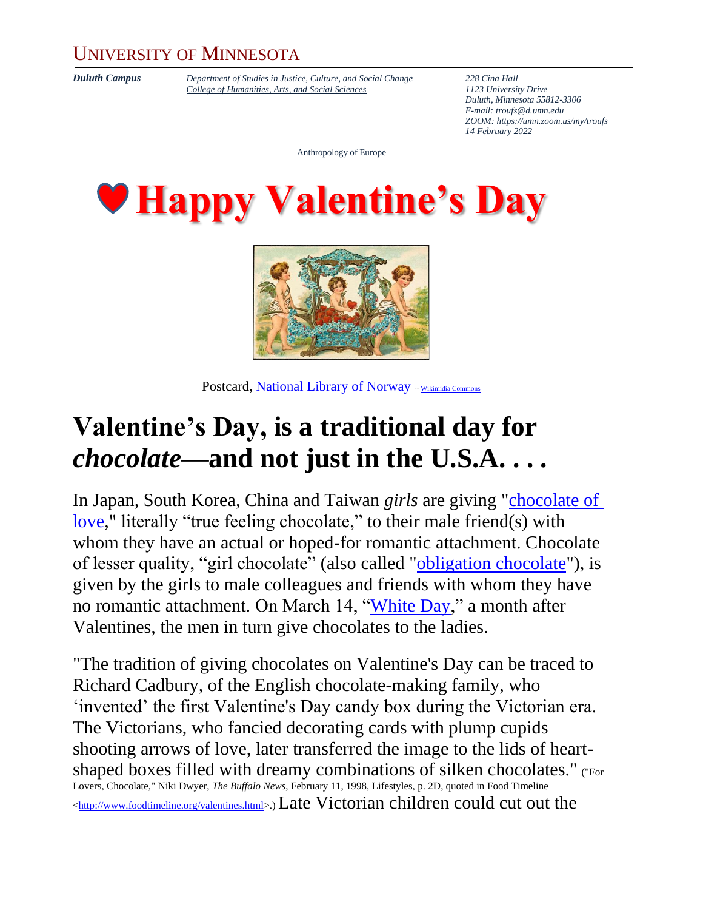UNIVERSITY OF MINNESOTA

***Duluth Campus***

*Department of Studies in Justice, Culture, and Social Change*
*College of Humanities, Arts, and Social Sciences*

*228 Cina Hall*
*1123 University Drive*
*Duluth, Minnesota 55812-3306*
*E-mail: troufs@d.umn.edu*
*ZOOM: https://umn.zoom.us/my/troufs*
*14 February 2022*

Anthropology of Europe

# Happy Valentine's Day

Postcard, National Library of Norway -- Wikimidia Commons

# Valentine's Day, is a traditional day for *chocolate*—and not just in the U.S.A. . . .

In Japan, South Korea, China and Taiwan *girls* are giving "chocolate of love," literally "true feeling chocolate," to their male friend(s) with whom they have an actual or hoped-for romantic attachment. Chocolate of lesser quality, "girl chocolate" (also called "obligation chocolate"), is given by the girls to male colleagues and friends with whom they have no romantic attachment. On March 14, "White Day," a month after Valentines, the men in turn give chocolates to the ladies.

"The tradition of giving chocolates on Valentine's Day can be traced to Richard Cadbury, of the English chocolate-making family, who 'invented' the first Valentine's Day candy box during the Victorian era. The Victorians, who fancied decorating cards with plump cupids shooting arrows of love, later transferred the image to the lids of heart-shaped boxes filled with dreamy combinations of silken chocolates." ("For Lovers, Chocolate," Niki Dwyer, *The Buffalo News*, February 11, 1998, Lifestyles, p. 2D, quoted in Food Timeline <http://www.foodtimeline.org/valentines.html>.) Late Victorian children could cut out the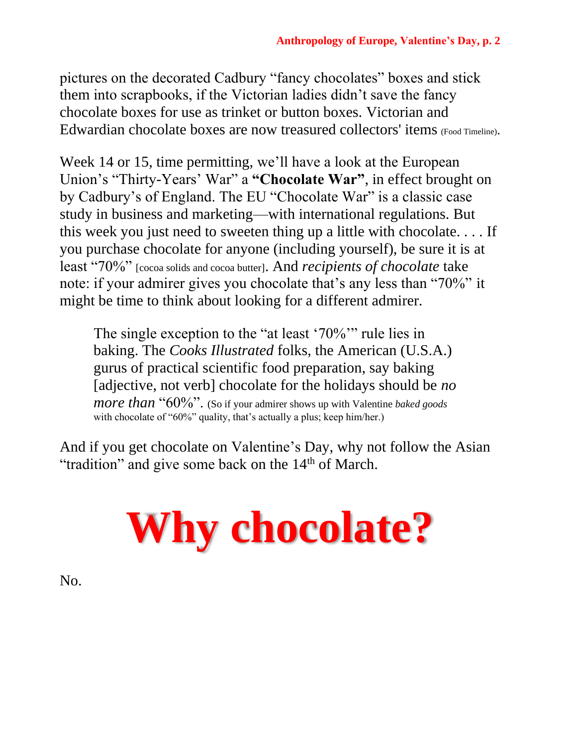pictures on the decorated Cadbury "fancy chocolates" boxes and stick them into scrapbooks, if the Victorian ladies didn't save the fancy chocolate boxes for use as trinket or button boxes. Victorian and Edwardian chocolate boxes are now treasured collectors' items (Food Timeline).

Week 14 or 15, time permitting, we'll have a look at the European Union's "Thirty-Years' War" a **"Chocolate War"**, in effect brought on by Cadbury's of England. The EU "Chocolate War" is a classic case study in business and marketing—with international regulations. But this week you just need to sweeten thing up a little with chocolate. . . . If you purchase chocolate for anyone (including yourself), be sure it is at least "70%" [cocoa solids and cocoa butter]. And *recipients of chocolate* take note: if your admirer gives you chocolate that's any less than "70%" it might be time to think about looking for a different admirer.

> The single exception to the "at least '70%'" rule lies in baking. The *Cooks Illustrated* folks, the American (U.S.A.) gurus of practical scientific food preparation, say baking [adjective, not verb] chocolate for the holidays should be *no more than* "60%". (So if your admirer shows up with Valentine *baked goods* with chocolate of "60%" quality, that's actually a plus; keep him/her.)

And if you get chocolate on Valentine's Day, why not follow the Asian "tradition" and give some back on the 14th of March.

# Why chocolate?

No.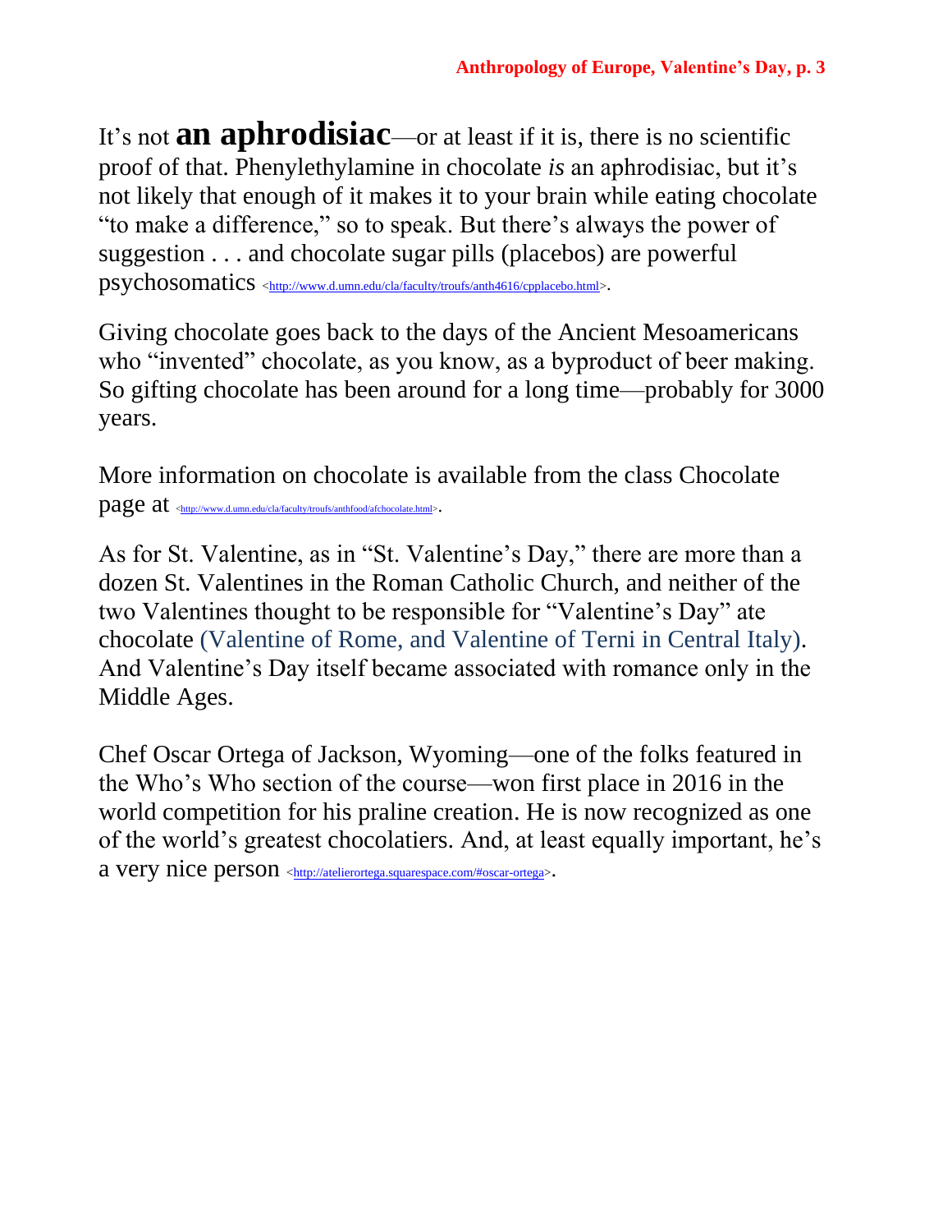It's not **an aphrodisiac**—or at least if it is, there is no scientific proof of that. Phenylethylamine in chocolate *is* an aphrodisiac, but it's not likely that enough of it makes it to your brain while eating chocolate "to make a difference," so to speak. But there's always the power of suggestion . . . and chocolate sugar pills (placebos) are powerful psychosomatics <http://www.d.umn.edu/cla/faculty/troufs/anth4616/cpplacebo.html>.

Giving chocolate goes back to the days of the Ancient Mesoamericans who "invented" chocolate, as you know, as a byproduct of beer making. So gifting chocolate has been around for a long time—probably for 3000 years.

More information on chocolate is available from the class Chocolate page at <http://www.d.umn.edu/cla/faculty/troufs/anthfood/afchocolate.html>.

As for St. Valentine, as in "St. Valentine's Day," there are more than a dozen St. Valentines in the Roman Catholic Church, and neither of the two Valentines thought to be responsible for "Valentine's Day" ate chocolate (Valentine of Rome, and Valentine of Terni in Central Italy). And Valentine's Day itself became associated with romance only in the Middle Ages.

Chef Oscar Ortega of Jackson, Wyoming—one of the folks featured in the Who's Who section of the course—won first place in 2016 in the world competition for his praline creation. He is now recognized as one of the world's greatest chocolatiers. And, at least equally important, he's a very nice person <http://atelierortega.squarespace.com/#oscar-ortega>.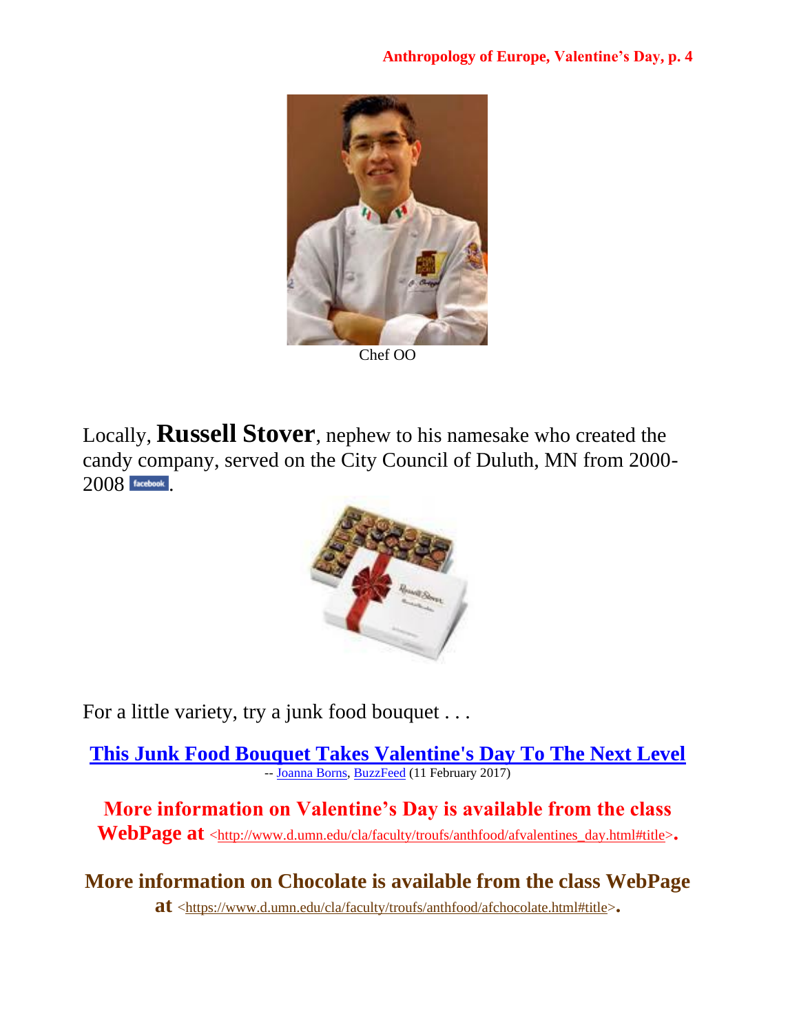Chef OO

Locally, **Russell Stover**, nephew to his namesake who created the candy company, served on the City Council of Duluth, MN from 2000-2008 facebook.

For a little variety, try a junk food bouquet . . .

**[This Junk Food Bouquet Takes Valentine's Day To The Next Level](#)**
-- Joanna Borns, BuzzFeed (11 February 2017)

**More information on Valentine's Day is available from the class WebPage at** <http://www.d.umn.edu/cla/faculty/troufs/anthfood/afvalentines_day.html#title>**.**

**More information on Chocolate is available from the class WebPage at** <https://www.d.umn.edu/cla/faculty/troufs/anthfood/afchocolate.html#title>**.**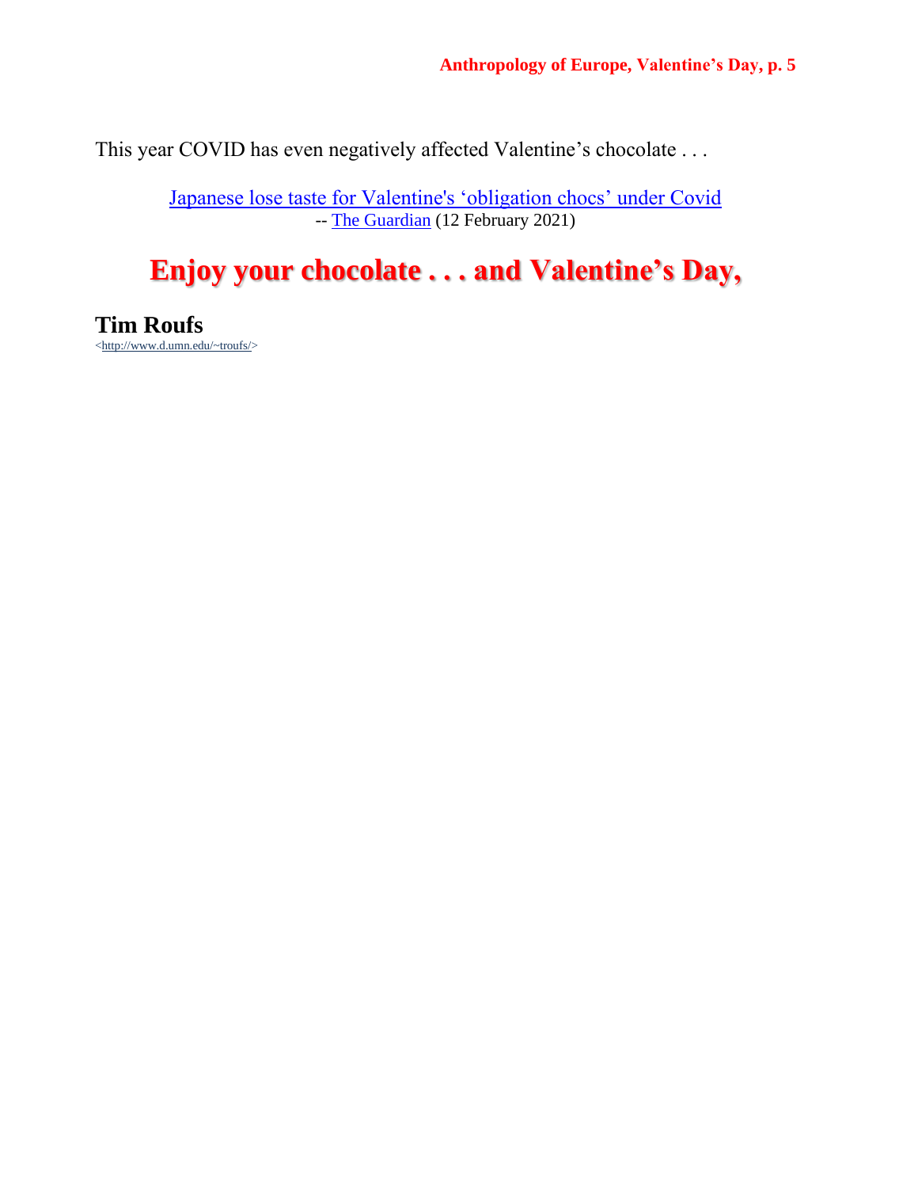This year COVID has even negatively affected Valentine's chocolate . . .

Japanese lose taste for Valentine's 'obligation chocs' under Covid
-- The Guardian (12 February 2021)

# Enjoy your chocolate . . . and Valentine's Day,

**Tim Roufs**
<http://www.d.umn.edu/~troufs/>